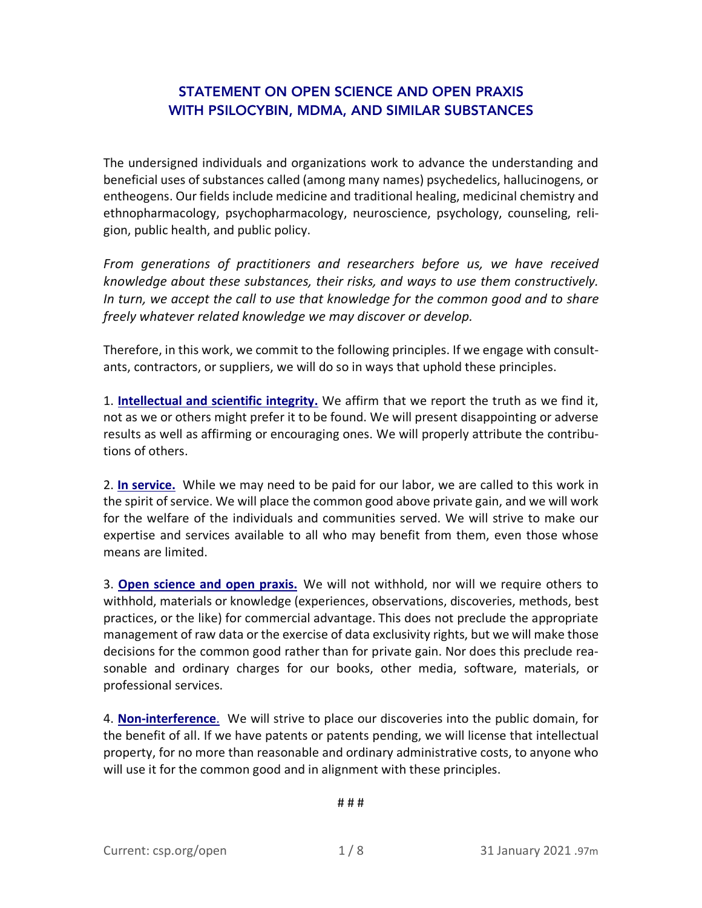# STATEMENT ON OPEN SCIENCE AND OPEN PRAXIS WITH PSILOCYBIN, MDMA, AND SIMILAR SUBSTANCES

The undersigned individuals and organizations work to advance the understanding and beneficial uses of substances called (among many names) psychedelics, hallucinogens, or entheogens. Our fields include medicine and traditional healing, medicinal chemistry and ethnopharmacology, psychopharmacology, neuroscience, psychology, counseling, religion, public health, and public policy.

*From generations of practitioners and researchers before us, we have received knowledge about these substances, their risks, and ways to use them constructively. In turn, we accept the call to use that knowledge for the common good and to share freely whatever related knowledge we may discover or develop.*

Therefore, in this work, we commit to the following principles. If we engage with consultants, contractors, or suppliers, we will do so in ways that uphold these principles.

1. **Intellectual and scientific integrity.** We affirm that we report the truth as we find it, not as we or others might prefer it to be found. We will present disappointing or adverse results as well as affirming or encouraging ones. We will properly attribute the contributions of others.

2. **In service.** While we may need to be paid for our labor, we are called to this work in the spirit of service. We will place the common good above private gain, and we will work for the welfare of the individuals and communities served. We will strive to make our expertise and services available to all who may benefit from them, even those whose means are limited.

3. **Open science and open praxis.** We will not withhold, nor will we require others to withhold, materials or knowledge (experiences, observations, discoveries, methods, best practices, or the like) for commercial advantage. This does not preclude the appropriate management of raw data or the exercise of data exclusivity rights, but we will make those decisions for the common good rather than for private gain. Nor does this preclude reasonable and ordinary charges for our books, other media, software, materials, or professional services.

4. **Non-interference.** We will strive to place our discoveries into the public domain, for the benefit of all. If we have patents or patents pending, we will license that intellectual property, for no more than reasonable and ordinary administrative costs, to anyone who will use it for the common good and in alignment with these principles.

# # #

Current: csp.org/open

31 January 2021 .97m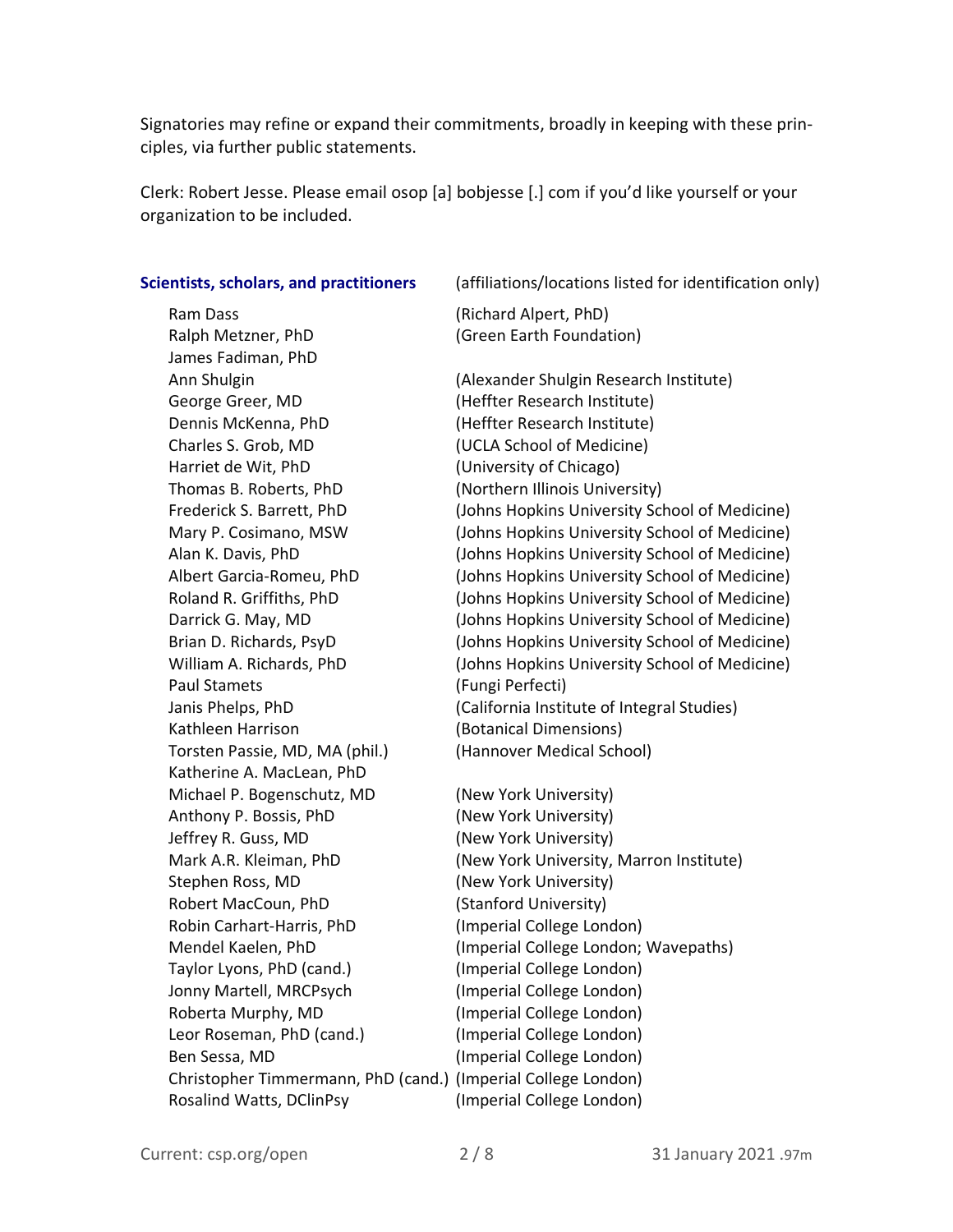Signatories may refine or expand their commitments, broadly in keeping with these principles, via further public statements.

Clerk: Robert Jesse. Please email osop [a] bobjesse [.] com if you'd like yourself or your organization to be included.

| **Scientists, scholars, and practitioners** | (affiliations/locations listed for identification only) |
|---|---|
| Ram Dass | (Richard Alpert, PhD) |
| Ralph Metzner, PhD | (Green Earth Foundation) |
| James Fadiman, PhD | |
| Ann Shulgin | (Alexander Shulgin Research Institute) |
| George Greer, MD | (Heffter Research Institute) |
| Dennis McKenna, PhD | (Heffter Research Institute) |
| Charles S. Grob, MD | (UCLA School of Medicine) |
| Harriet de Wit, PhD | (University of Chicago) |
| Thomas B. Roberts, PhD | (Northern Illinois University) |
| Frederick S. Barrett, PhD | (Johns Hopkins University School of Medicine) |
| Mary P. Cosimano, MSW | (Johns Hopkins University School of Medicine) |
| Alan K. Davis, PhD | (Johns Hopkins University School of Medicine) |
| Albert Garcia-Romeu, PhD | (Johns Hopkins University School of Medicine) |
| Roland R. Griffiths, PhD | (Johns Hopkins University School of Medicine) |
| Darrick G. May, MD | (Johns Hopkins University School of Medicine) |
| Brian D. Richards, PsyD | (Johns Hopkins University School of Medicine) |
| William A. Richards, PhD | (Johns Hopkins University School of Medicine) |
| Paul Stamets | (Fungi Perfecti) |
| Janis Phelps, PhD | (California Institute of Integral Studies) |
| Kathleen Harrison | (Botanical Dimensions) |
| Torsten Passie, MD, MA (phil.) | (Hannover Medical School) |
| Katherine A. MacLean, PhD | |
| Michael P. Bogenschutz, MD | (New York University) |
| Anthony P. Bossis, PhD | (New York University) |
| Jeffrey R. Guss, MD | (New York University) |
| Mark A.R. Kleiman, PhD | (New York University, Marron Institute) |
| Stephen Ross, MD | (New York University) |
| Robert MacCoun, PhD | (Stanford University) |
| Robin Carhart-Harris, PhD | (Imperial College London) |
| Mendel Kaelen, PhD | (Imperial College London; Wavepaths) |
| Taylor Lyons, PhD (cand.) | (Imperial College London) |
| Jonny Martell, MRCPsych | (Imperial College London) |
| Roberta Murphy, MD | (Imperial College London) |
| Leor Roseman, PhD (cand.) | (Imperial College London) |
| Ben Sessa, MD | (Imperial College London) |
| Christopher Timmermann, PhD (cand.) | (Imperial College London) |
| Rosalind Watts, DClinPsy | (Imperial College London) |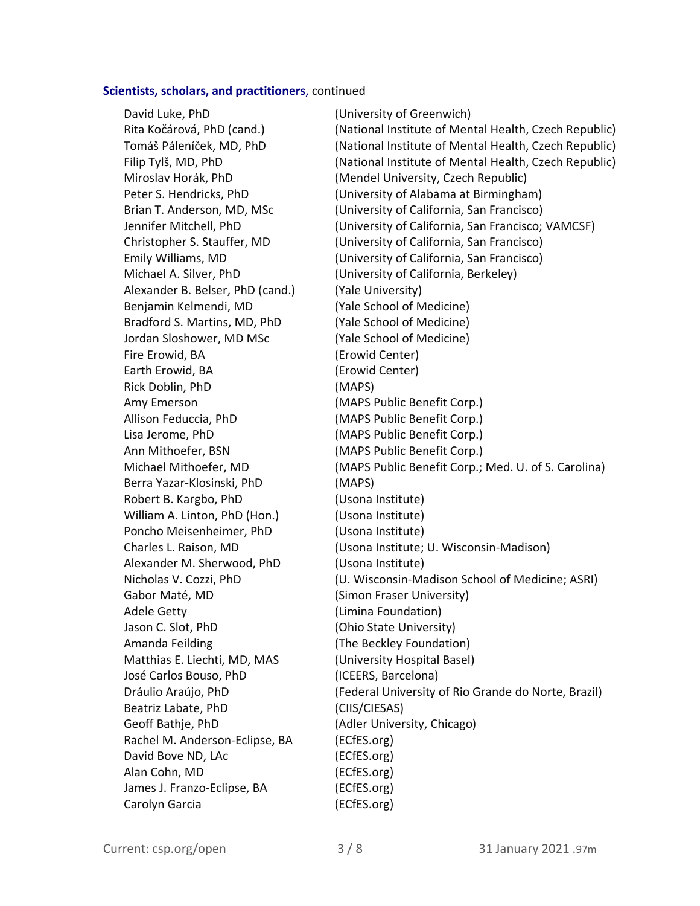**Scientists, scholars, and practitioners**, continued

David Luke, PhD (University of Greenwich)
Rita Kočárová, PhD (cand.) (National Institute of Mental Health, Czech Republic)
Tomáš Páleníček, MD, PhD (National Institute of Mental Health, Czech Republic)
Filip Tylš, MD, PhD (National Institute of Mental Health, Czech Republic)
Miroslav Horák, PhD (Mendel University, Czech Republic)
Peter S. Hendricks, PhD (University of Alabama at Birmingham)
Brian T. Anderson, MD, MSc (University of California, San Francisco)
Jennifer Mitchell, PhD (University of California, San Francisco; VAMCSF)
Christopher S. Stauffer, MD (University of California, San Francisco)
Emily Williams, MD (University of California, San Francisco)
Michael A. Silver, PhD (University of California, Berkeley)
Alexander B. Belser, PhD (cand.) (Yale University)
Benjamin Kelmendi, MD (Yale School of Medicine)
Bradford S. Martins, MD, PhD (Yale School of Medicine)
Jordan Sloshower, MD MSc (Yale School of Medicine)
Fire Erowid, BA (Erowid Center)
Earth Erowid, BA (Erowid Center)
Rick Doblin, PhD (MAPS)
Amy Emerson (MAPS Public Benefit Corp.)
Allison Feduccia, PhD (MAPS Public Benefit Corp.)
Lisa Jerome, PhD (MAPS Public Benefit Corp.)
Ann Mithoefer, BSN (MAPS Public Benefit Corp.)
Michael Mithoefer, MD (MAPS Public Benefit Corp.; Med. U. of S. Carolina)
Berra Yazar-Klosinski, PhD (MAPS)
Robert B. Kargbo, PhD (Usona Institute)
William A. Linton, PhD (Hon.) (Usona Institute)
Poncho Meisenheimer, PhD (Usona Institute)
Charles L. Raison, MD (Usona Institute; U. Wisconsin-Madison)
Alexander M. Sherwood, PhD (Usona Institute)
Nicholas V. Cozzi, PhD (U. Wisconsin-Madison School of Medicine; ASRI)
Gabor Maté, MD (Simon Fraser University)
Adele Getty (Limina Foundation)
Jason C. Slot, PhD (Ohio State University)
Amanda Feilding (The Beckley Foundation)
Matthias E. Liechti, MD, MAS (University Hospital Basel)
José Carlos Bouso, PhD (ICEERS, Barcelona)
Dráulio Araújo, PhD (Federal University of Rio Grande do Norte, Brazil)
Beatriz Labate, PhD (CIIS/CIESAS)
Geoff Bathje, PhD (Adler University, Chicago)
Rachel M. Anderson-Eclipse, BA (ECfES.org)
David Bove ND, LAc (ECfES.org)
Alan Cohn, MD (ECfES.org)
James J. Franzo-Eclipse, BA (ECfES.org)
Carolyn Garcia (ECfES.org)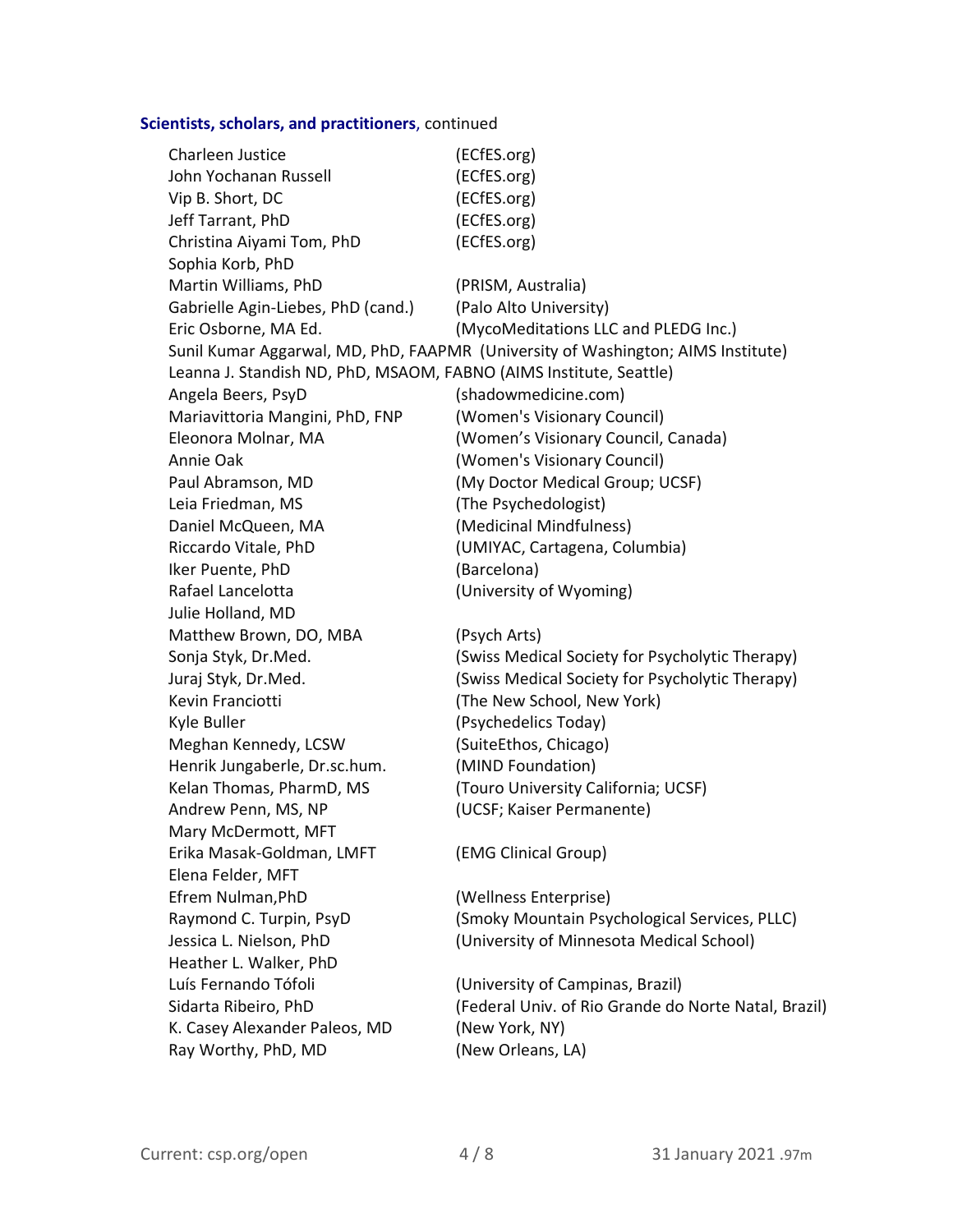**Scientists, scholars, and practitioners**, continued

| | |
|---|---|
| Charleen Justice | (ECfES.org) |
| John Yochanan Russell | (ECfES.org) |
| Vip B. Short, DC | (ECfES.org) |
| Jeff Tarrant, PhD | (ECfES.org) |
| Christina Aiyami Tom, PhD | (ECfES.org) |
| Sophia Korb, PhD | |
| Martin Williams, PhD | (PRISM, Australia) |
| Gabrielle Agin-Liebes, PhD (cand.) | (Palo Alto University) |
| Eric Osborne, MA Ed. | (MycoMeditations LLC and PLEDG Inc.) |
| Sunil Kumar Aggarwal, MD, PhD, FAAPMR | (University of Washington; AIMS Institute) |
| Leanna J. Standish ND, PhD, MSAOM, FABNO | (AIMS Institute, Seattle) |
| Angela Beers, PsyD | (shadowmedicine.com) |
| Mariavittoria Mangini, PhD, FNP | (Women's Visionary Council) |
| Eleonora Molnar, MA | (Women's Visionary Council, Canada) |
| Annie Oak | (Women's Visionary Council) |
| Paul Abramson, MD | (My Doctor Medical Group; UCSF) |
| Leia Friedman, MS | (The Psychedologist) |
| Daniel McQueen, MA | (Medicinal Mindfulness) |
| Riccardo Vitale, PhD | (UMIYAC, Cartagena, Columbia) |
| Iker Puente, PhD | (Barcelona) |
| Rafael Lancelotta | (University of Wyoming) |
| Julie Holland, MD | |
| Matthew Brown, DO, MBA | (Psych Arts) |
| Sonja Styk, Dr.Med. | (Swiss Medical Society for Psycholytic Therapy) |
| Juraj Styk, Dr.Med. | (Swiss Medical Society for Psycholytic Therapy) |
| Kevin Franciotti | (The New School, New York) |
| Kyle Buller | (Psychedelics Today) |
| Meghan Kennedy, LCSW | (SuiteEthos, Chicago) |
| Henrik Jungaberle, Dr.sc.hum. | (MIND Foundation) |
| Kelan Thomas, PharmD, MS | (Touro University California; UCSF) |
| Andrew Penn, MS, NP | (UCSF; Kaiser Permanente) |
| Mary McDermott, MFT | |
| Erika Masak-Goldman, LMFT | (EMG Clinical Group) |
| Elena Felder, MFT | |
| Efrem Nulman,PhD | (Wellness Enterprise) |
| Raymond C. Turpin, PsyD | (Smoky Mountain Psychological Services, PLLC) |
| Jessica L. Nielson, PhD | (University of Minnesota Medical School) |
| Heather L. Walker, PhD | |
| Luís Fernando Tófoli | (University of Campinas, Brazil) |
| Sidarta Ribeiro, PhD | (Federal Univ. of Rio Grande do Norte Natal, Brazil) |
| K. Casey Alexander Paleos, MD | (New York, NY) |
| Ray Worthy, PhD, MD | (New Orleans, LA) |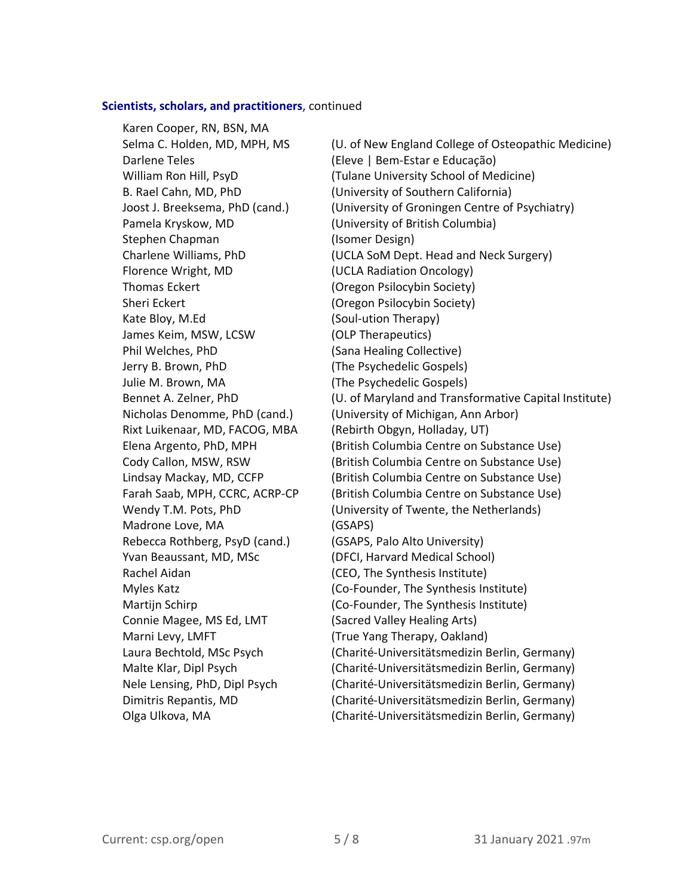**Scientists, scholars, and practitioners**, continued

Karen Cooper, RN, BSN, MA
Selma C. Holden, MD, MPH, MS (U. of New England College of Osteopathic Medicine)
Darlene Teles (Eleve | Bem-Estar e Educação)
William Ron Hill, PsyD (Tulane University School of Medicine)
B. Rael Cahn, MD, PhD (University of Southern California)
Joost J. Breeksema, PhD (cand.) (University of Groningen Centre of Psychiatry)
Pamela Kryskow, MD (University of British Columbia)
Stephen Chapman (Isomer Design)
Charlene Williams, PhD (UCLA SoM Dept. Head and Neck Surgery)
Florence Wright, MD (UCLA Radiation Oncology)
Thomas Eckert (Oregon Psilocybin Society)
Sheri Eckert (Oregon Psilocybin Society)
Kate Bloy, M.Ed (Soul-ution Therapy)
James Keim, MSW, LCSW (OLP Therapeutics)
Phil Welches, PhD (Sana Healing Collective)
Jerry B. Brown, PhD (The Psychedelic Gospels)
Julie M. Brown, MA (The Psychedelic Gospels)
Bennet A. Zelner, PhD (U. of Maryland and Transformative Capital Institute)
Nicholas Denomme, PhD (cand.) (University of Michigan, Ann Arbor)
Rixt Luikenaar, MD, FACOG, MBA (Rebirth Obgyn, Holladay, UT)
Elena Argento, PhD, MPH (British Columbia Centre on Substance Use)
Cody Callon, MSW, RSW (British Columbia Centre on Substance Use)
Lindsay Mackay, MD, CCFP (British Columbia Centre on Substance Use)
Farah Saab, MPH, CCRC, ACRP-CP (British Columbia Centre on Substance Use)
Wendy T.M. Pots, PhD (University of Twente, the Netherlands)
Madrone Love, MA (GSAPS)
Rebecca Rothberg, PsyD (cand.) (GSAPS, Palo Alto University)
Yvan Beaussant, MD, MSc (DFCI, Harvard Medical School)
Rachel Aidan (CEO, The Synthesis Institute)
Myles Katz (Co-Founder, The Synthesis Institute)
Martijn Schirp (Co-Founder, The Synthesis Institute)
Connie Magee, MS Ed, LMT (Sacred Valley Healing Arts)
Marni Levy, LMFT (True Yang Therapy, Oakland)
Laura Bechtold, MSc Psych (Charité-Universitätsmedizin Berlin, Germany)
Malte Klar, Dipl Psych (Charité-Universitätsmedizin Berlin, Germany)
Nele Lensing, PhD, Dipl Psych (Charité-Universitätsmedizin Berlin, Germany)
Dimitris Repantis, MD (Charité-Universitätsmedizin Berlin, Germany)
Olga Ulkova, MA (Charité-Universitätsmedizin Berlin, Germany)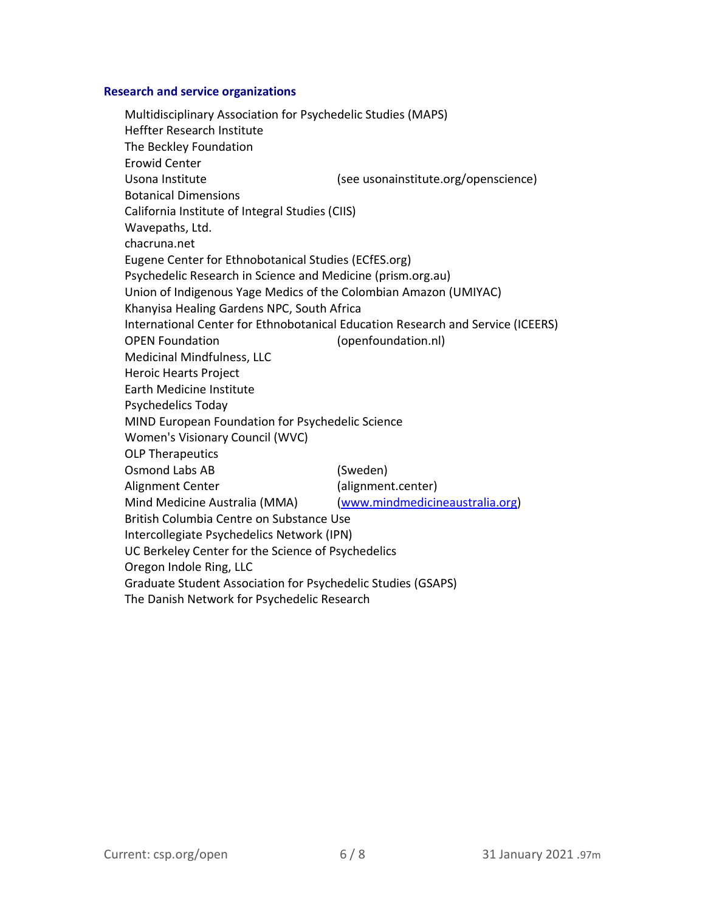### Research and service organizations

Multidisciplinary Association for Psychedelic Studies (MAPS)
Heffter Research Institute
The Beckley Foundation
Erowid Center
Usona Institute (see usonainstitute.org/openscience)
Botanical Dimensions
California Institute of Integral Studies (CIIS)
Wavepaths, Ltd.
chacruna.net
Eugene Center for Ethnobotanical Studies (ECfES.org)
Psychedelic Research in Science and Medicine (prism.org.au)
Union of Indigenous Yage Medics of the Colombian Amazon (UMIYAC)
Khanyisa Healing Gardens NPC, South Africa
International Center for Ethnobotanical Education Research and Service (ICEERS)
OPEN Foundation (openfoundation.nl)
Medicinal Mindfulness, LLC
Heroic Hearts Project
Earth Medicine Institute
Psychedelics Today
MIND European Foundation for Psychedelic Science
Women's Visionary Council (WVC)
OLP Therapeutics
Osmond Labs AB (Sweden)
Alignment Center (alignment.center)
Mind Medicine Australia (MMA) (www.mindmedicineaustralia.org)
British Columbia Centre on Substance Use
Intercollegiate Psychedelics Network (IPN)
UC Berkeley Center for the Science of Psychedelics
Oregon Indole Ring, LLC
Graduate Student Association for Psychedelic Studies (GSAPS)
The Danish Network for Psychedelic Research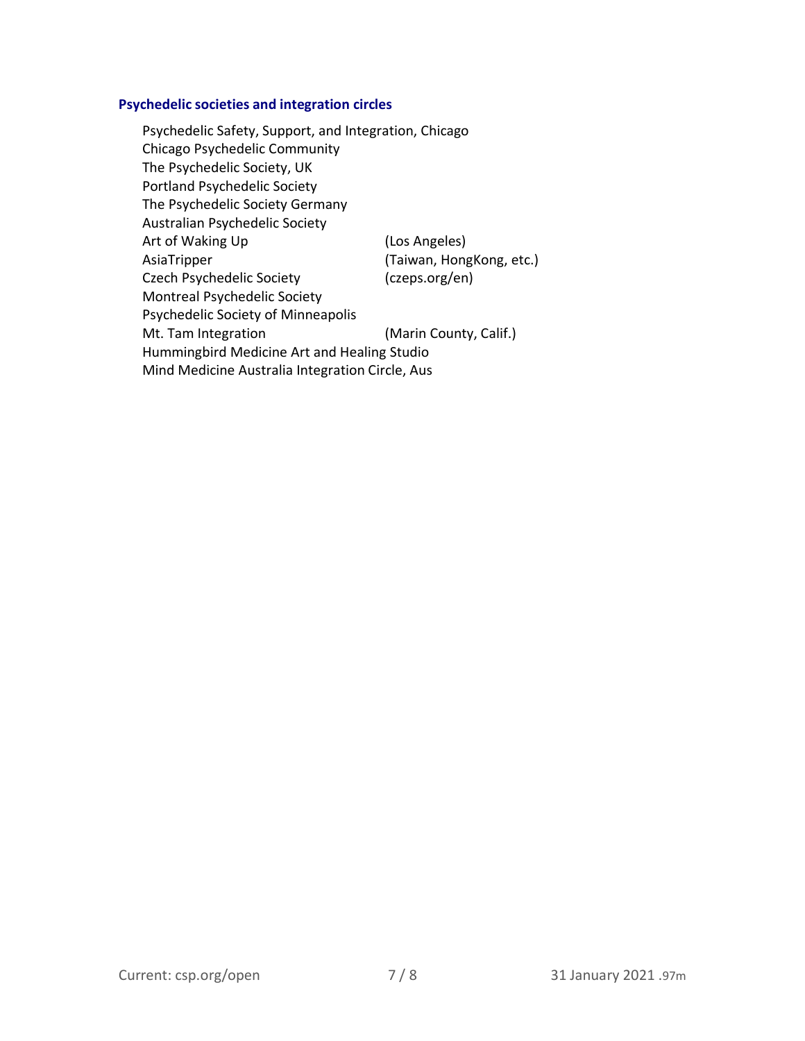### Psychedelic societies and integration circles

- Psychedelic Safety, Support, and Integration, Chicago
- Chicago Psychedelic Community
- The Psychedelic Society, UK
- Portland Psychedelic Society
- The Psychedelic Society Germany
- Australian Psychedelic Society
- Art of Waking Up (Los Angeles)
- AsiaTripper (Taiwan, HongKong, etc.)
- Czech Psychedelic Society (czeps.org/en)
- Montreal Psychedelic Society
- Psychedelic Society of Minneapolis
- Mt. Tam Integration (Marin County, Calif.)
- Hummingbird Medicine Art and Healing Studio
- Mind Medicine Australia Integration Circle, Aus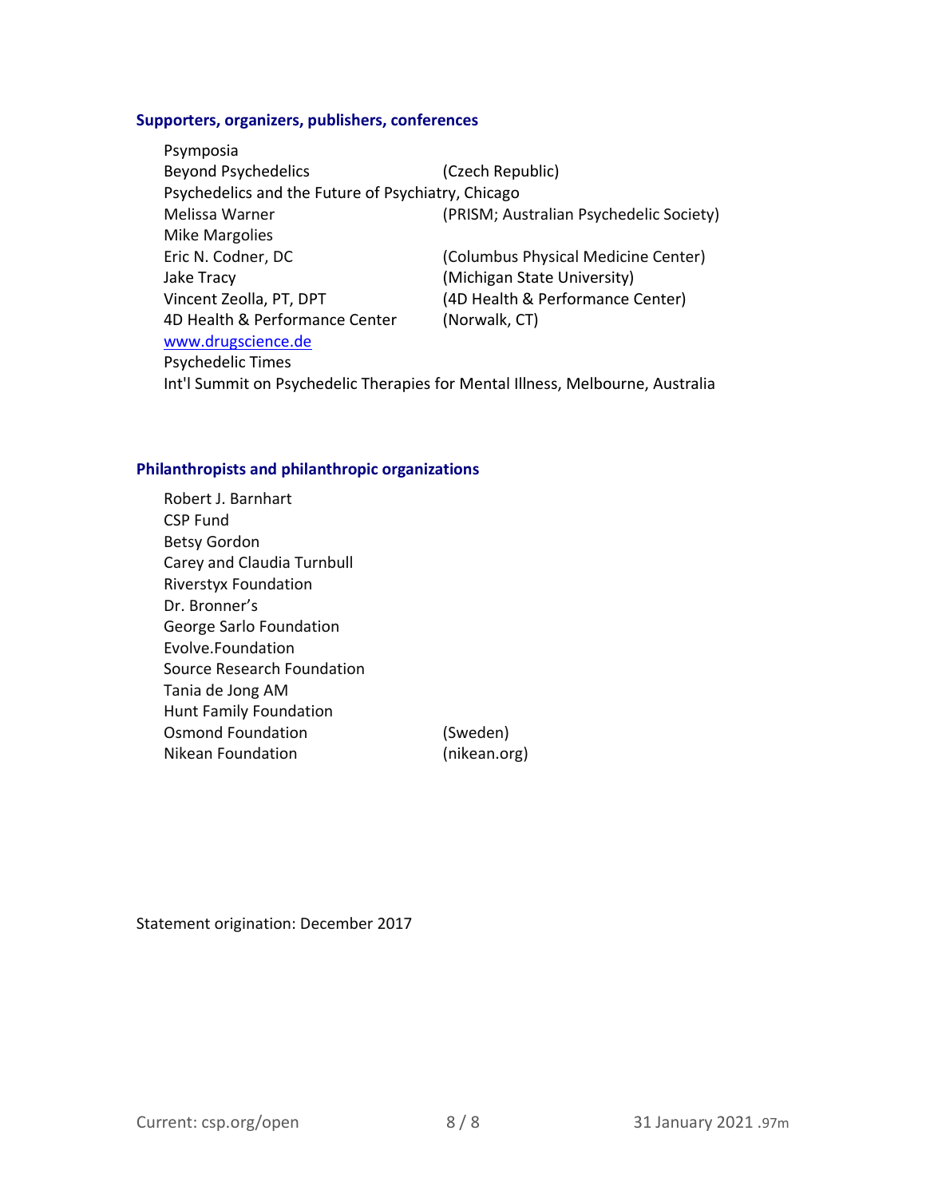### Supporters, organizers, publishers, conferences

| | |
|---|---|
| Psymposia | |
| Beyond Psychedelics | (Czech Republic) |
| Psychedelics and the Future of Psychiatry, Chicago | |
| Melissa Warner | (PRISM; Australian Psychedelic Society) |
| Mike Margolies | |
| Eric N. Codner, DC | (Columbus Physical Medicine Center) |
| Jake Tracy | (Michigan State University) |
| Vincent Zeolla, PT, DPT | (4D Health & Performance Center) |
| 4D Health & Performance Center | (Norwalk, CT) |
| www.drugscience.de | |
| Psychedelic Times | |
| Int'l Summit on Psychedelic Therapies for Mental Illness, Melbourne, Australia | |

### Philanthropists and philanthropic organizations

| | |
|---|---|
| Robert J. Barnhart | |
| CSP Fund | |
| Betsy Gordon | |
| Carey and Claudia Turnbull | |
| Riverstyx Foundation | |
| Dr. Bronner's | |
| George Sarlo Foundation | |
| Evolve.Foundation | |
| Source Research Foundation | |
| Tania de Jong AM | |
| Hunt Family Foundation | |
| Osmond Foundation | (Sweden) |
| Nikean Foundation | (nikean.org) |

Statement origination: December 2017

Current: csp.org/open 31 January 2021 .97m